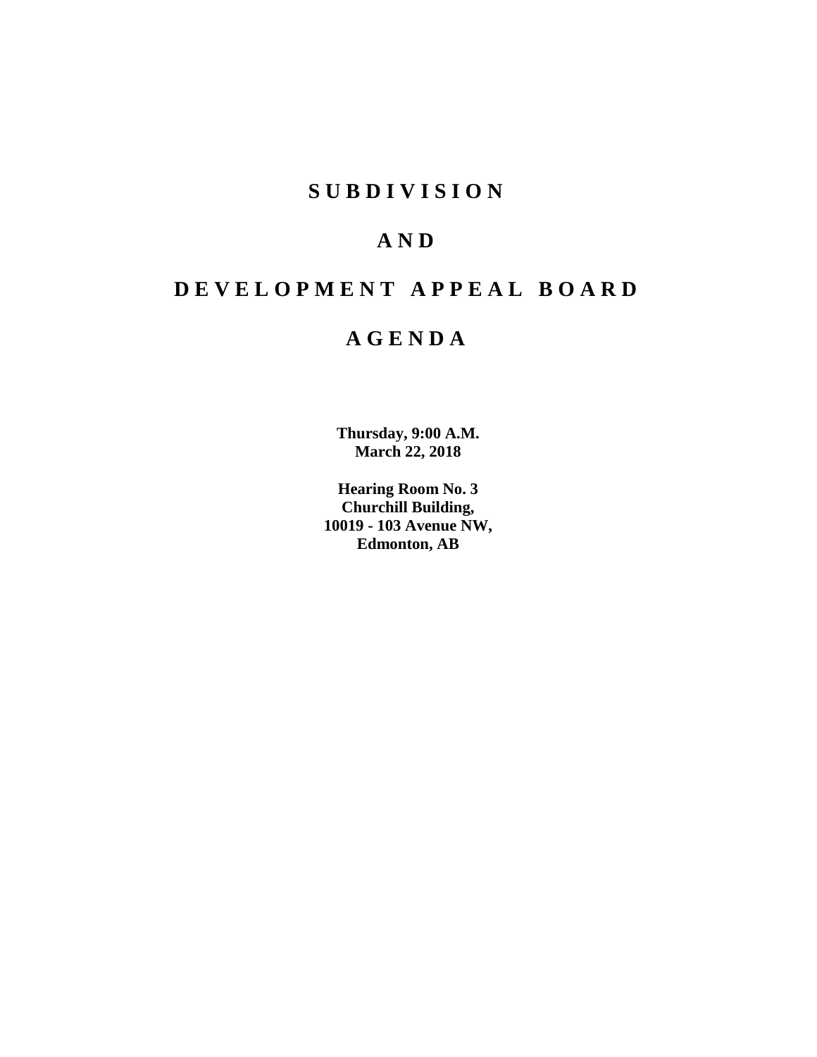# SUBDIVISION

# AND

# DEVELOPMENT APPEAL BOARD

# AGENDA

**Thursday, 9:00 A.M.**
**March 22, 2018**

**Hearing Room No. 3**
**Churchill Building,**
**10019 - 103 Avenue NW,**
**Edmonton, AB**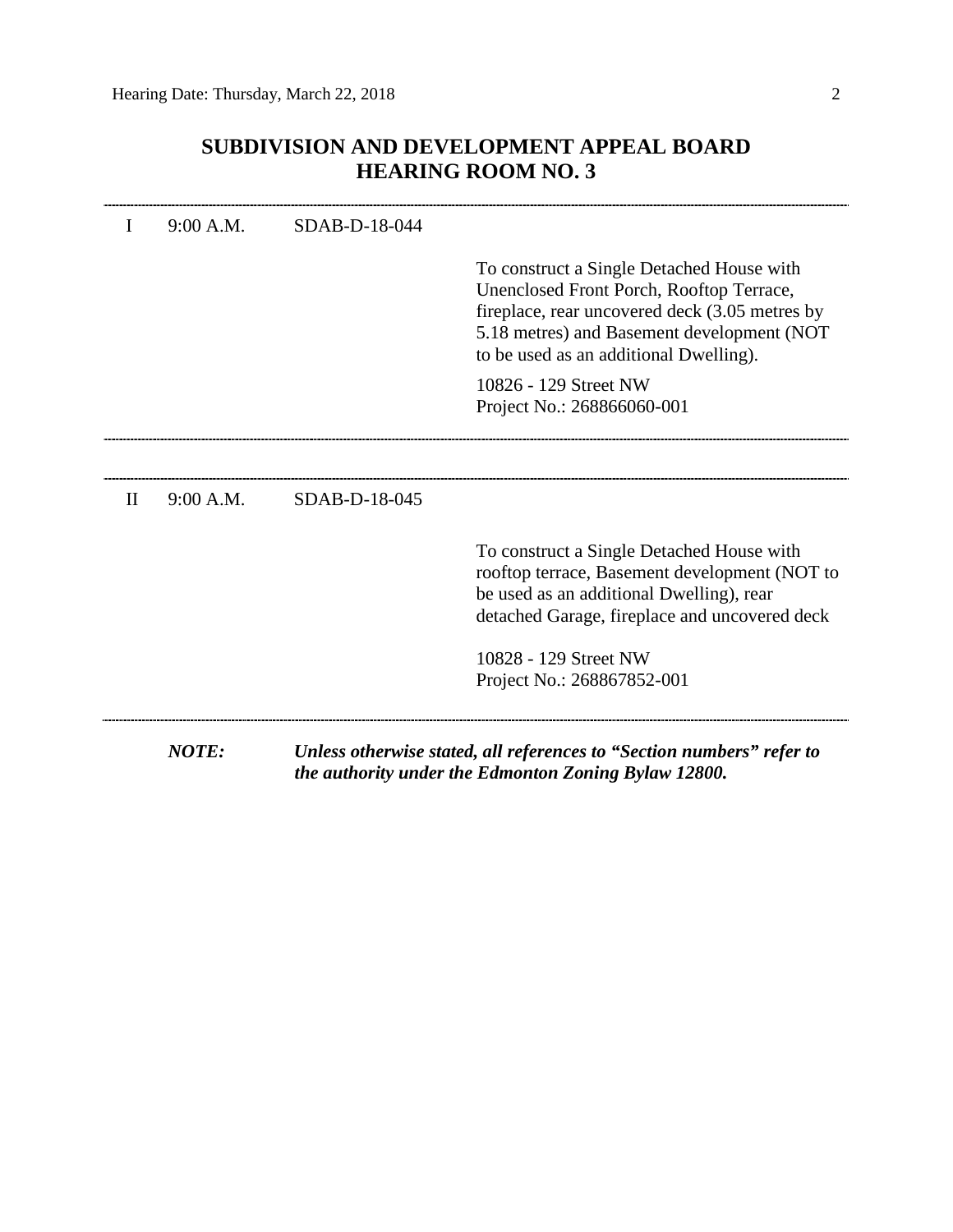## SUBDIVISION AND DEVELOPMENT APPEAL BOARD
## HEARING ROOM NO. 3

---

I 9:00 A.M. SDAB-D-18-044

To construct a Single Detached House with Unenclosed Front Porch, Rooftop Terrace, fireplace, rear uncovered deck (3.05 metres by 5.18 metres) and Basement development (NOT to be used as an additional Dwelling).

10826 - 129 Street NW
Project No.: 268866060-001

---

---

II 9:00 A.M. SDAB-D-18-045

To construct a Single Detached House with rooftop terrace, Basement development (NOT to be used as an additional Dwelling), rear detached Garage, fireplace and uncovered deck

10828 - 129 Street NW
Project No.: 268867852-001

---

***NOTE:*** ***Unless otherwise stated, all references to "Section numbers" refer to the authority under the Edmonton Zoning Bylaw 12800.***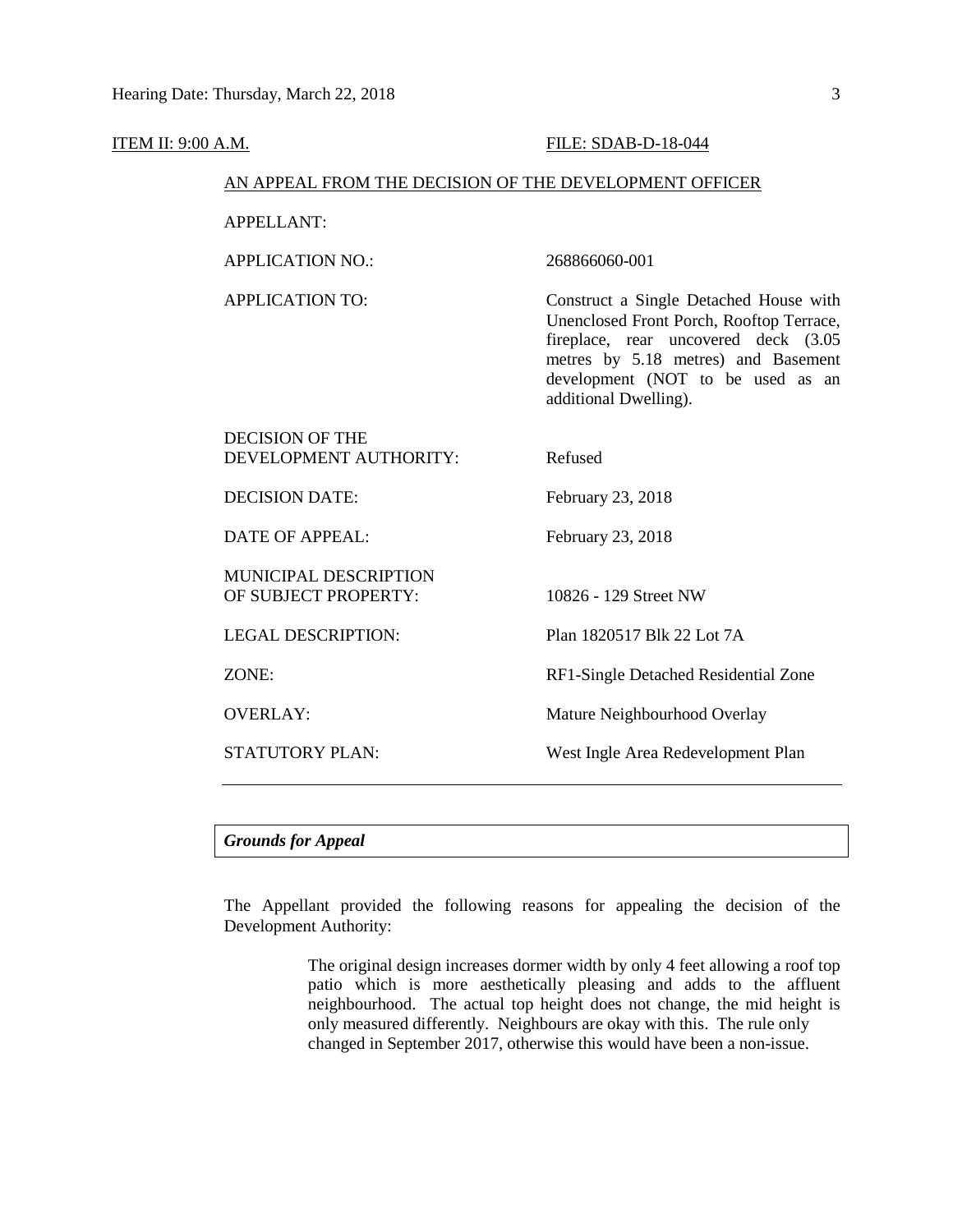ITEM II: 9:00 A.M. FILE: SDAB-D-18-044

AN APPEAL FROM THE DECISION OF THE DEVELOPMENT OFFICER

| | |
|---|---|
| APPELLANT: | |
| APPLICATION NO.: | 268866060-001 |
| APPLICATION TO: | Construct a Single Detached House with Unenclosed Front Porch, Rooftop Terrace, fireplace, rear uncovered deck (3.05 metres by 5.18 metres) and Basement development (NOT to be used as an additional Dwelling). |
| DECISION OF THE DEVELOPMENT AUTHORITY: | Refused |
| DECISION DATE: | February 23, 2018 |
| DATE OF APPEAL: | February 23, 2018 |
| MUNICIPAL DESCRIPTION OF SUBJECT PROPERTY: | 10826 - 129 Street NW |
| LEGAL DESCRIPTION: | Plan 1820517 Blk 22 Lot 7A |
| ZONE: | RF1-Single Detached Residential Zone |
| OVERLAY: | Mature Neighbourhood Overlay |
| STATUTORY PLAN: | West Ingle Area Redevelopment Plan |

***Grounds for Appeal***

The Appellant provided the following reasons for appealing the decision of the Development Authority:

> The original design increases dormer width by only 4 feet allowing a roof top patio which is more aesthetically pleasing and adds to the affluent neighbourhood. The actual top height does not change, the mid height is only measured differently. Neighbours are okay with this. The rule only changed in September 2017, otherwise this would have been a non-issue.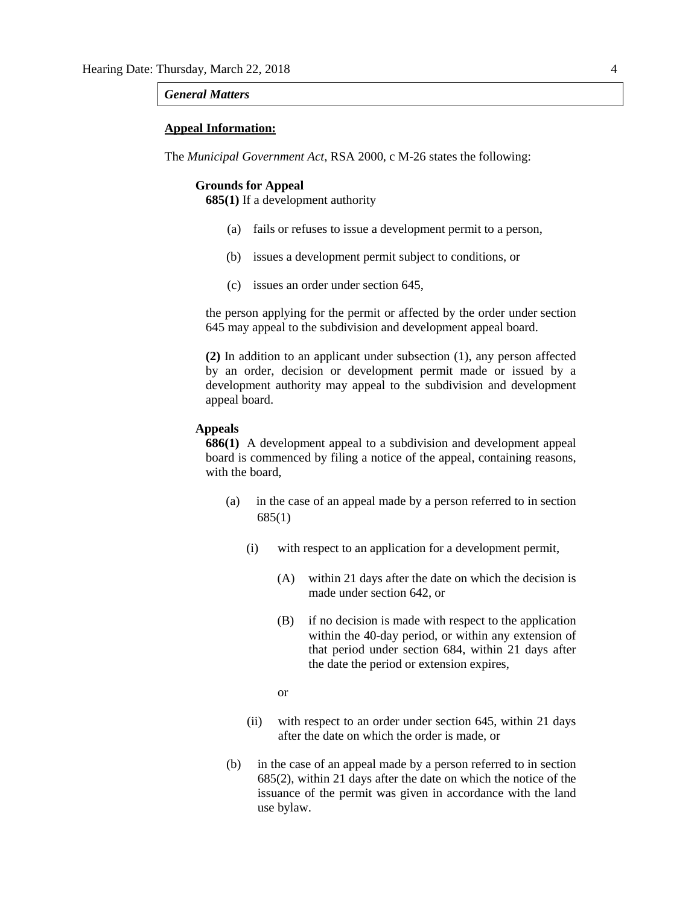*General Matters*

**Appeal Information:**

The *Municipal Government Act*, RSA 2000, c M-26 states the following:

**Grounds for Appeal**

**685(1)** If a development authority

(a) fails or refuses to issue a development permit to a person,

(b) issues a development permit subject to conditions, or

(c) issues an order under section 645,

the person applying for the permit or affected by the order under section 645 may appeal to the subdivision and development appeal board.

**(2)** In addition to an applicant under subsection (1), any person affected by an order, decision or development permit made or issued by a development authority may appeal to the subdivision and development appeal board.

**Appeals**

**686(1)** A development appeal to a subdivision and development appeal board is commenced by filing a notice of the appeal, containing reasons, with the board,

(a) in the case of an appeal made by a person referred to in section 685(1)

(i) with respect to an application for a development permit,

(A) within 21 days after the date on which the decision is made under section 642, or

(B) if no decision is made with respect to the application within the 40-day period, or within any extension of that period under section 684, within 21 days after the date the period or extension expires,

or

(ii) with respect to an order under section 645, within 21 days after the date on which the order is made, or

(b) in the case of an appeal made by a person referred to in section 685(2), within 21 days after the date on which the notice of the issuance of the permit was given in accordance with the land use bylaw.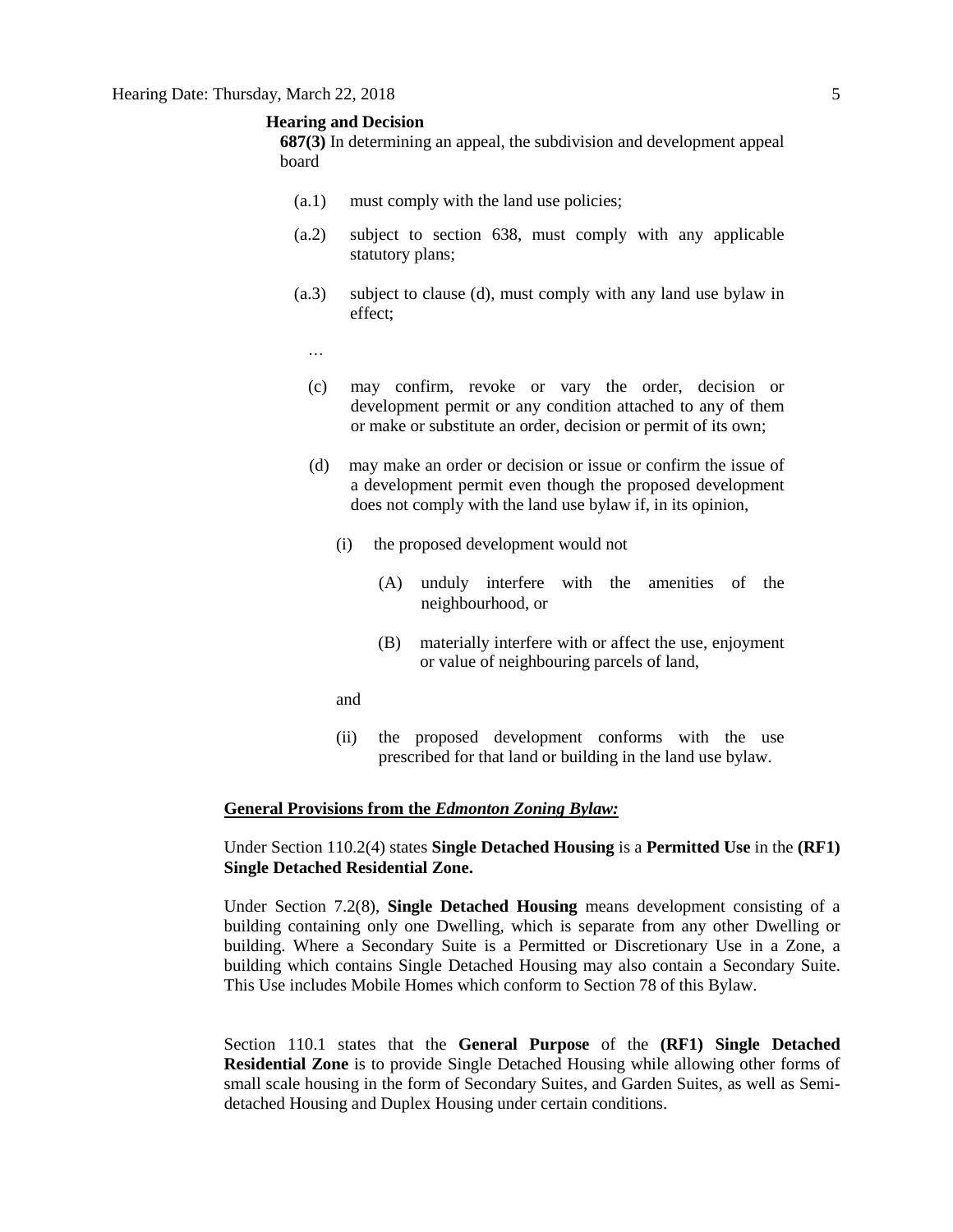**Hearing and Decision**

**687(3)** In determining an appeal, the subdivision and development appeal board

- (a.1) must comply with the land use policies;
- (a.2) subject to section 638, must comply with any applicable statutory plans;
- (a.3) subject to clause (d), must comply with any land use bylaw in effect;

…

- (c) may confirm, revoke or vary the order, decision or development permit or any condition attached to any of them or make or substitute an order, decision or permit of its own;
- (d) may make an order or decision or issue or confirm the issue of a development permit even though the proposed development does not comply with the land use bylaw if, in its opinion,
  - (i) the proposed development would not
    - (A) unduly interfere with the amenities of the neighbourhood, or
    - (B) materially interfere with or affect the use, enjoyment or value of neighbouring parcels of land,

    and
  - (ii) the proposed development conforms with the use prescribed for that land or building in the land use bylaw.

**General Provisions from the *Edmonton Zoning Bylaw:***

Under Section 110.2(4) states **Single Detached Housing** is a **Permitted Use** in the **(RF1) Single Detached Residential Zone.**

Under Section 7.2(8), **Single Detached Housing** means development consisting of a building containing only one Dwelling, which is separate from any other Dwelling or building. Where a Secondary Suite is a Permitted or Discretionary Use in a Zone, a building which contains Single Detached Housing may also contain a Secondary Suite. This Use includes Mobile Homes which conform to Section 78 of this Bylaw.

Section 110.1 states that the **General Purpose** of the **(RF1) Single Detached Residential Zone** is to provide Single Detached Housing while allowing other forms of small scale housing in the form of Secondary Suites, and Garden Suites, as well as Semi-detached Housing and Duplex Housing under certain conditions.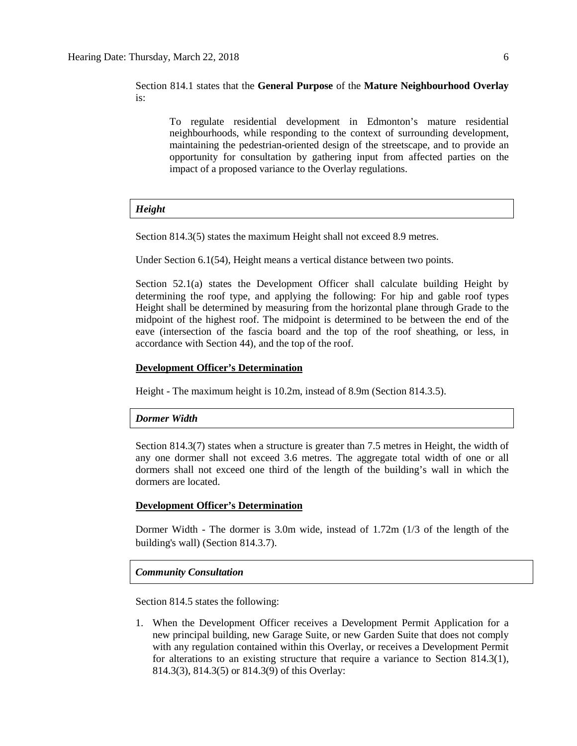Section 814.1 states that the **General Purpose** of the **Mature Neighbourhood Overlay** is:

> To regulate residential development in Edmonton's mature residential neighbourhoods, while responding to the context of surrounding development, maintaining the pedestrian-oriented design of the streetscape, and to provide an opportunity for consultation by gathering input from affected parties on the impact of a proposed variance to the Overlay regulations.

***Height***

Section 814.3(5) states the maximum Height shall not exceed 8.9 metres.

Under Section 6.1(54), Height means a vertical distance between two points.

Section 52.1(a) states the Development Officer shall calculate building Height by determining the roof type, and applying the following: For hip and gable roof types Height shall be determined by measuring from the horizontal plane through Grade to the midpoint of the highest roof. The midpoint is determined to be between the end of the eave (intersection of the fascia board and the top of the roof sheathing, or less, in accordance with Section 44), and the top of the roof.

**Development Officer's Determination**

Height - The maximum height is 10.2m, instead of 8.9m (Section 814.3.5).

***Dormer Width***

Section 814.3(7) states when a structure is greater than 7.5 metres in Height, the width of any one dormer shall not exceed 3.6 metres. The aggregate total width of one or all dormers shall not exceed one third of the length of the building's wall in which the dormers are located.

**Development Officer's Determination**

Dormer Width - The dormer is 3.0m wide, instead of 1.72m (1/3 of the length of the building's wall) (Section 814.3.7).

***Community Consultation***

Section 814.5 states the following:

1. When the Development Officer receives a Development Permit Application for a new principal building, new Garage Suite, or new Garden Suite that does not comply with any regulation contained within this Overlay, or receives a Development Permit for alterations to an existing structure that require a variance to Section 814.3(1), 814.3(3), 814.3(5) or 814.3(9) of this Overlay: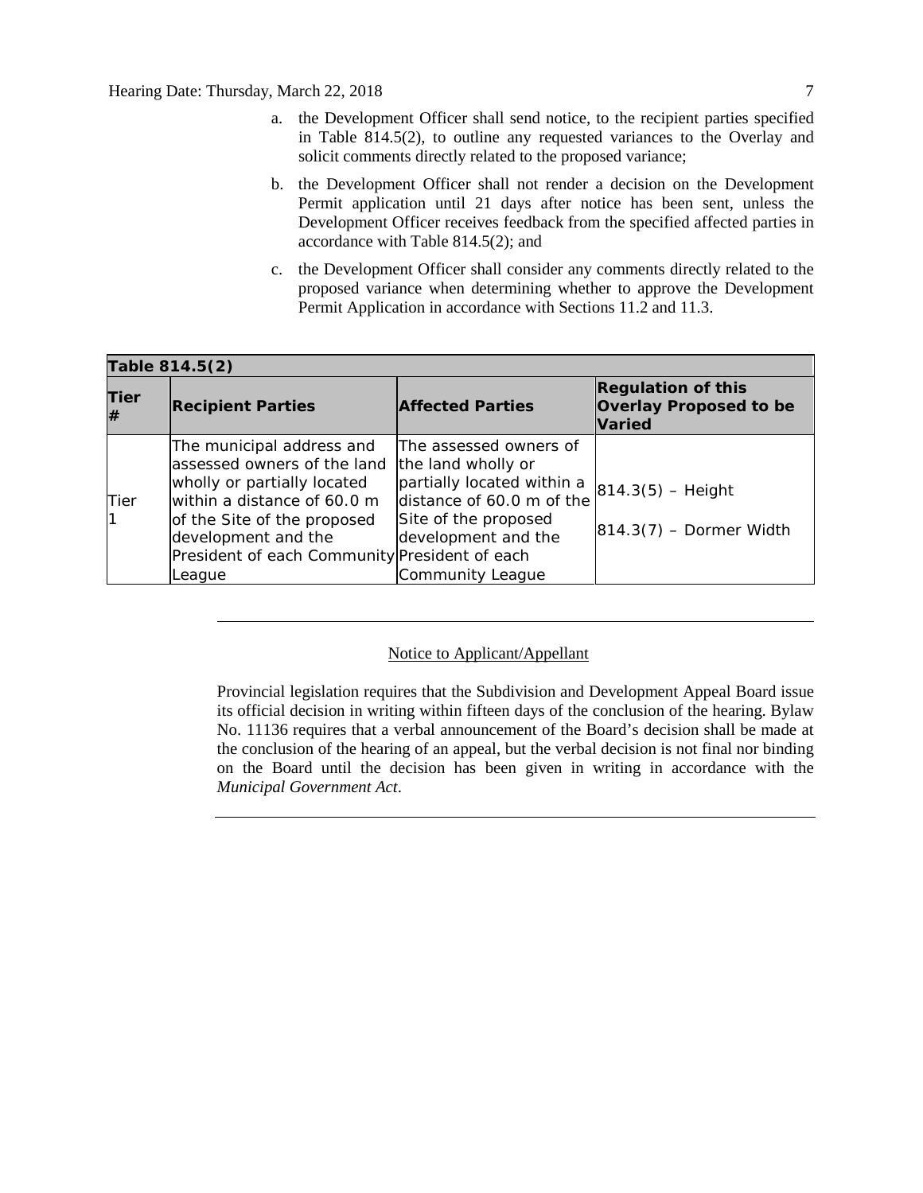a. the Development Officer shall send notice, to the recipient parties specified in Table 814.5(2), to outline any requested variances to the Overlay and solicit comments directly related to the proposed variance;

b. the Development Officer shall not render a decision on the Development Permit application until 21 days after notice has been sent, unless the Development Officer receives feedback from the specified affected parties in accordance with Table 814.5(2); and

c. the Development Officer shall consider any comments directly related to the proposed variance when determining whether to approve the Development Permit Application in accordance with Sections 11.2 and 11.3.

| **Table 814.5(2)** | | | |
|---|---|---|---|
| **Tier #** | **Recipient Parties** | **Affected Parties** | **Regulation of this Overlay Proposed to be Varied** |
| Tier 1 | The municipal address and assessed owners of the land wholly or partially located within a distance of 60.0 m of the Site of the proposed development and the President of each Community League | The assessed owners of the land wholly or partially located within a distance of 60.0 m of the Site of the proposed development and the President of each Community League | 814.3(5) – Height<br>814.3(7) – Dormer Width |

---

Notice to Applicant/Appellant

Provincial legislation requires that the Subdivision and Development Appeal Board issue its official decision in writing within fifteen days of the conclusion of the hearing. Bylaw No. 11136 requires that a verbal announcement of the Board's decision shall be made at the conclusion of the hearing of an appeal, but the verbal decision is not final nor binding on the Board until the decision has been given in writing in accordance with the *Municipal Government Act*.

---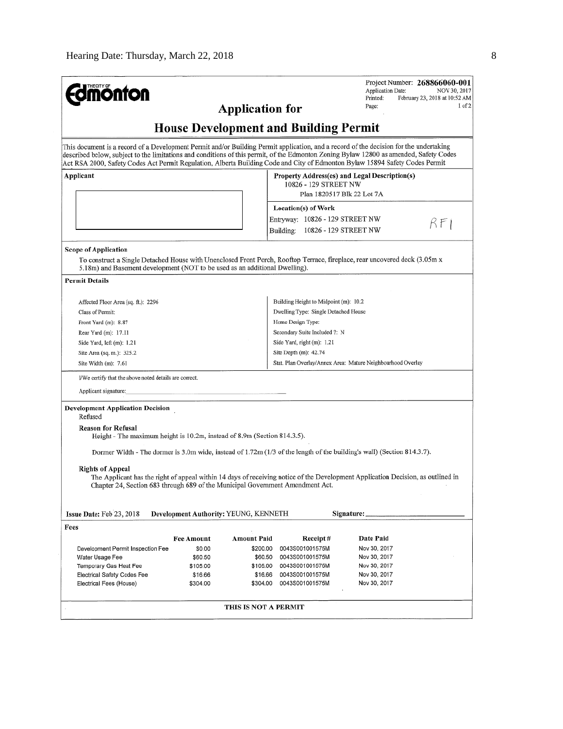THE CITY OF **Edmonton**

Project Number: **268866060-001**
Application Date: NOV 30, 2017
Printed: February 23, 2018 at 10:52 AM
Page: 1 of 2

## Application for

# House Development and Building Permit

This document is a record of a Development Permit and/or Building Permit application, and a record of the decision for the undertaking described below, subject to the limitations and conditions of this permit, of the Edmonton Zoning Bylaw 12800 as amended, Safety Codes Act RSA 2000, Safety Codes Act Permit Regulation, Alberta Building Code and City of Edmonton Bylaw 15894 Safety Codes Permit

**Applicant**

**Property Address(es) and Legal Description(s)**
10826 - 129 STREET NW
Plan 1820517 Blk 22 Lot 7A

**Location(s) of Work**
Entryway: 10826 - 129 STREET NW
Building: 10826 - 129 STREET NW

RF1

**Scope of Application**

To construct a Single Detached House with Unenclosed Front Porch, Rooftop Terrace, fireplace, rear uncovered deck (3.05m x 5.18m) and Basement development (NOT to be used as an additional Dwelling).

**Permit Details**

| | |
|---|---|
| Affected Floor Area (sq. ft.): 2296 | Building Height to Midpoint (m): 10.2 |
| Class of Permit: | Dwelling Type: Single Detached House |
| Front Yard (m): 8.87 | Home Design Type: |
| Rear Yard (m): 17.11 | Secondary Suite Included ?: N |
| Side Yard, left (m): 1.21 | Side Yard, right (m): 1.21 |
| Site Area (sq. m.): 325.2 | Site Depth (m): 42.74 |
| Site Width (m): 7.61 | Stat. Plan Overlay/Annex Area: Mature Neighbourhood Overlay |

I/We certify that the above noted details are correct.

Applicant signature:

**Development Application Decision**
Refused

**Reason for Refusal**

Height - The maximum height is 10.2m, instead of 8.9m (Section 814.3.5).

Dormer Width - The dormer is 3.0m wide, instead of 1.72m (1/3 of the length of the building's wall) (Section 814.3.7).

**Rights of Appeal**

The Applicant has the right of appeal within 14 days of receiving notice of the Development Application Decision, as outlined in Chapter 24, Section 683 through 689 of the Municipal Government Amendment Act.

**Issue Date:** Feb 23, 2018 **Development Authority:** YEUNG, KENNETH **Signature:**

**Fees**

| | Fee Amount | Amount Paid | Receipt # | Date Paid |
|---|---|---|---|---|
| Development Permit Inspection Fee | $0.00 | $200.00 | 0043S001001575M | Nov 30, 2017 |
| Water Usage Fee | $60.50 | $60.50 | 0043S001001575M | Nov 30, 2017 |
| Temporary Gas Heat Fee | $105.00 | $105.00 | 0043S001001575M | Nov 30, 2017 |
| Electrical Safety Codes Fee | $16.66 | $16.66 | 0043S001001575M | Nov 30, 2017 |
| Electrical Fees (House) | $304.00 | $304.00 | 0043S001001575M | Nov 30, 2017 |

**THIS IS NOT A PERMIT**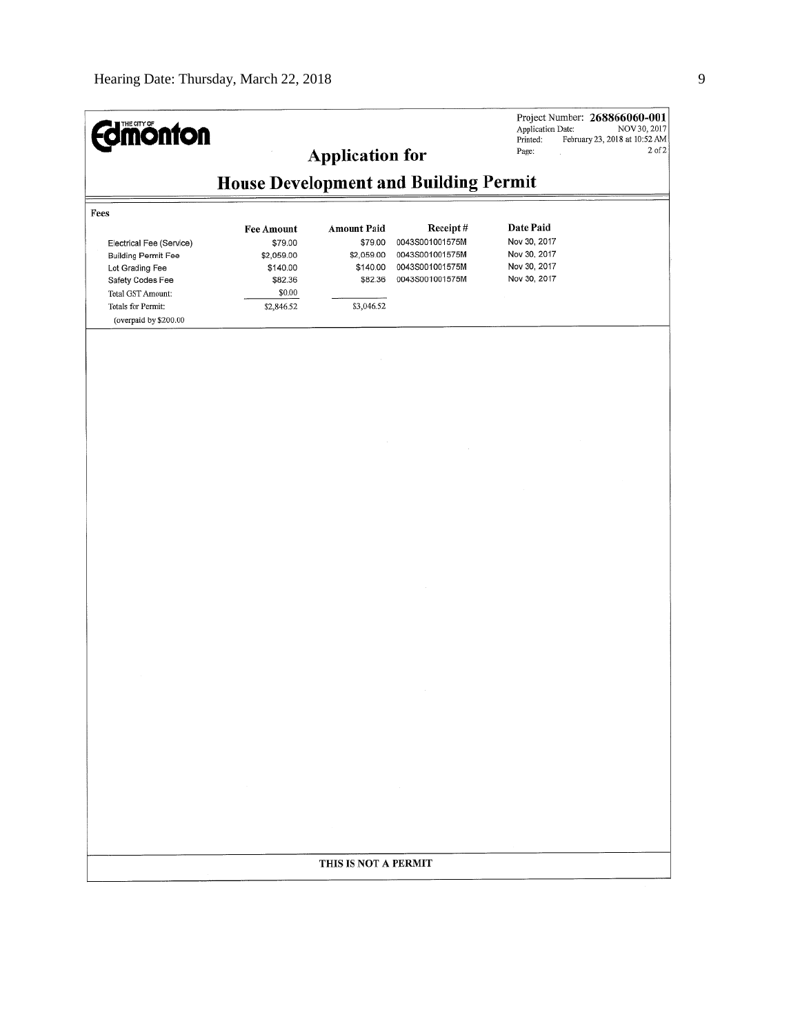**THE CITY OF Edmonton**

Project Number: **268866060-001**
Application Date: NOV 30, 2017
Printed: February 23, 2018 at 10:52 AM
Page: 2 of 2

## Application for

## House Development and Building Permit

**Fees**

| | Fee Amount | Amount Paid | Receipt # | Date Paid |
|---|---|---|---|---|
| Electrical Fee (Service) | $79.00 | $79.00 | 0043S001001575M | Nov 30, 2017 |
| Building Permit Fee | $2,059.00 | $2,059.00 | 0043S001001575M | Nov 30, 2017 |
| Lot Grading Fee | $140.00 | $140.00 | 0043S001001575M | Nov 30, 2017 |
| Safety Codes Fee | $82.36 | $82.36 | 0043S001001575M | Nov 30, 2017 |
| Total GST Amount: | $0.00 | | | |
| Totals for Permit: | $2,846.52 | $3,046.52 | | |
| (overpaid by $200.00 | | | | |

**THIS IS NOT A PERMIT**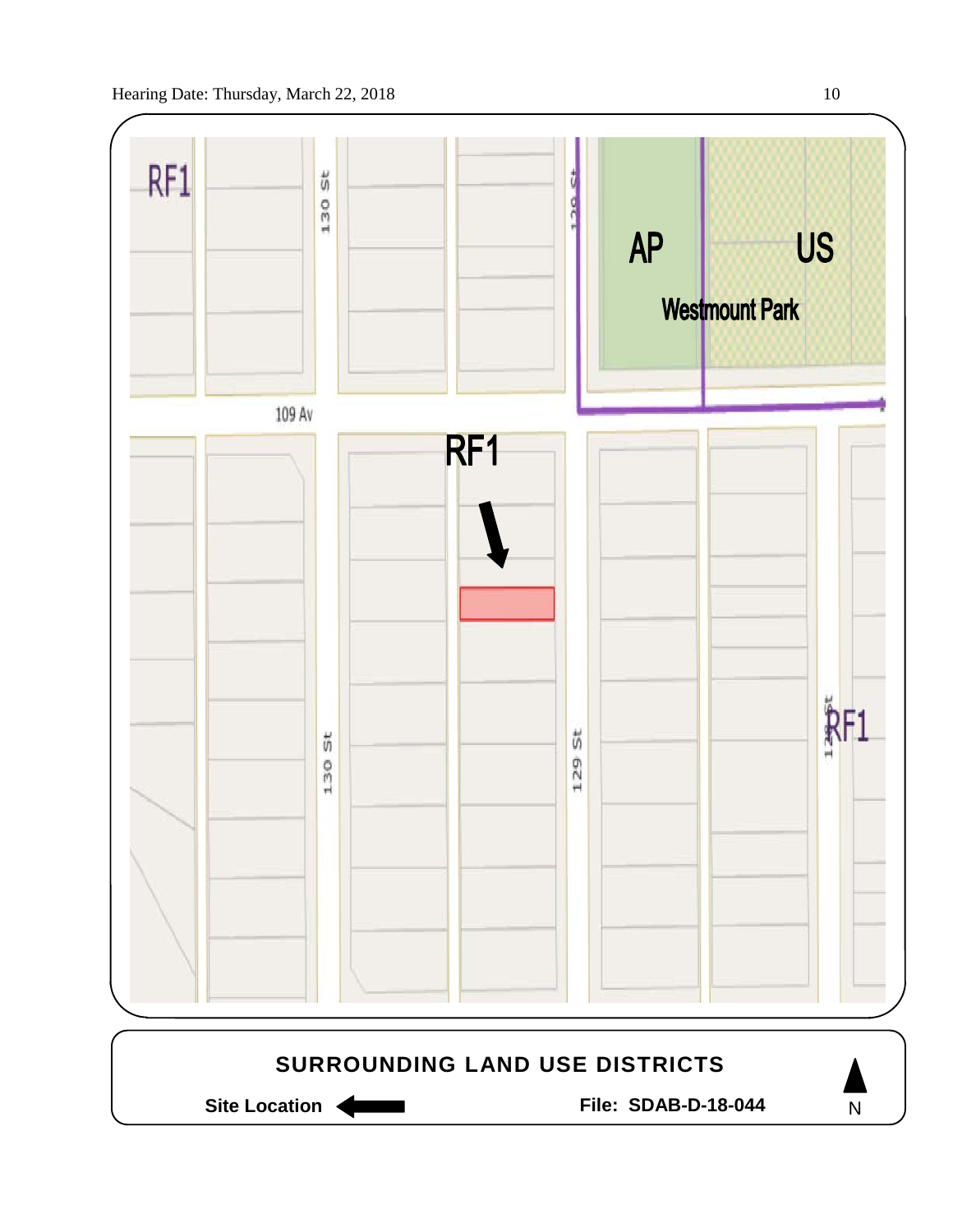RF1

130 St

129 St

AP

US

Westmount Park

109 Av

RF1

130 St

129 St

128 St

RF1

**SURROUNDING LAND USE DISTRICTS**

**Site Location** ←

**File: SDAB-D-18-044**

N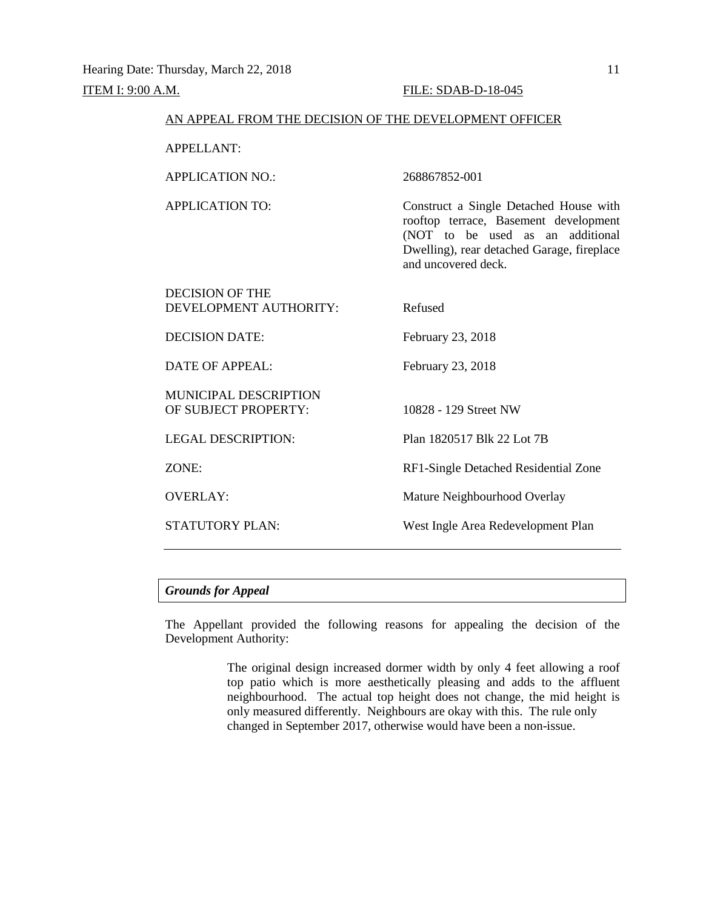Hearing Date: Thursday, March 22, 2018

<u>ITEM I: 9:00 A.M.</u> <u>FILE: SDAB-D-18-045</u>

<u>AN APPEAL FROM THE DECISION OF THE DEVELOPMENT OFFICER</u>

| | |
|---|---|
| APPELLANT: | |
| APPLICATION NO.: | 268867852-001 |
| APPLICATION TO: | Construct a Single Detached House with rooftop terrace, Basement development (NOT to be used as an additional Dwelling), rear detached Garage, fireplace and uncovered deck. |
| DECISION OF THE DEVELOPMENT AUTHORITY: | Refused |
| DECISION DATE: | February 23, 2018 |
| DATE OF APPEAL: | February 23, 2018 |
| MUNICIPAL DESCRIPTION OF SUBJECT PROPERTY: | 10828 - 129 Street NW |
| LEGAL DESCRIPTION: | Plan 1820517 Blk 22 Lot 7B |
| ZONE: | RF1-Single Detached Residential Zone |
| OVERLAY: | Mature Neighbourhood Overlay |
| STATUTORY PLAN: | West Ingle Area Redevelopment Plan |

---

***Grounds for Appeal***

The Appellant provided the following reasons for appealing the decision of the Development Authority:

> The original design increased dormer width by only 4 feet allowing a roof top patio which is more aesthetically pleasing and adds to the affluent neighbourhood. The actual top height does not change, the mid height is only measured differently. Neighbours are okay with this. The rule only changed in September 2017, otherwise would have been a non-issue.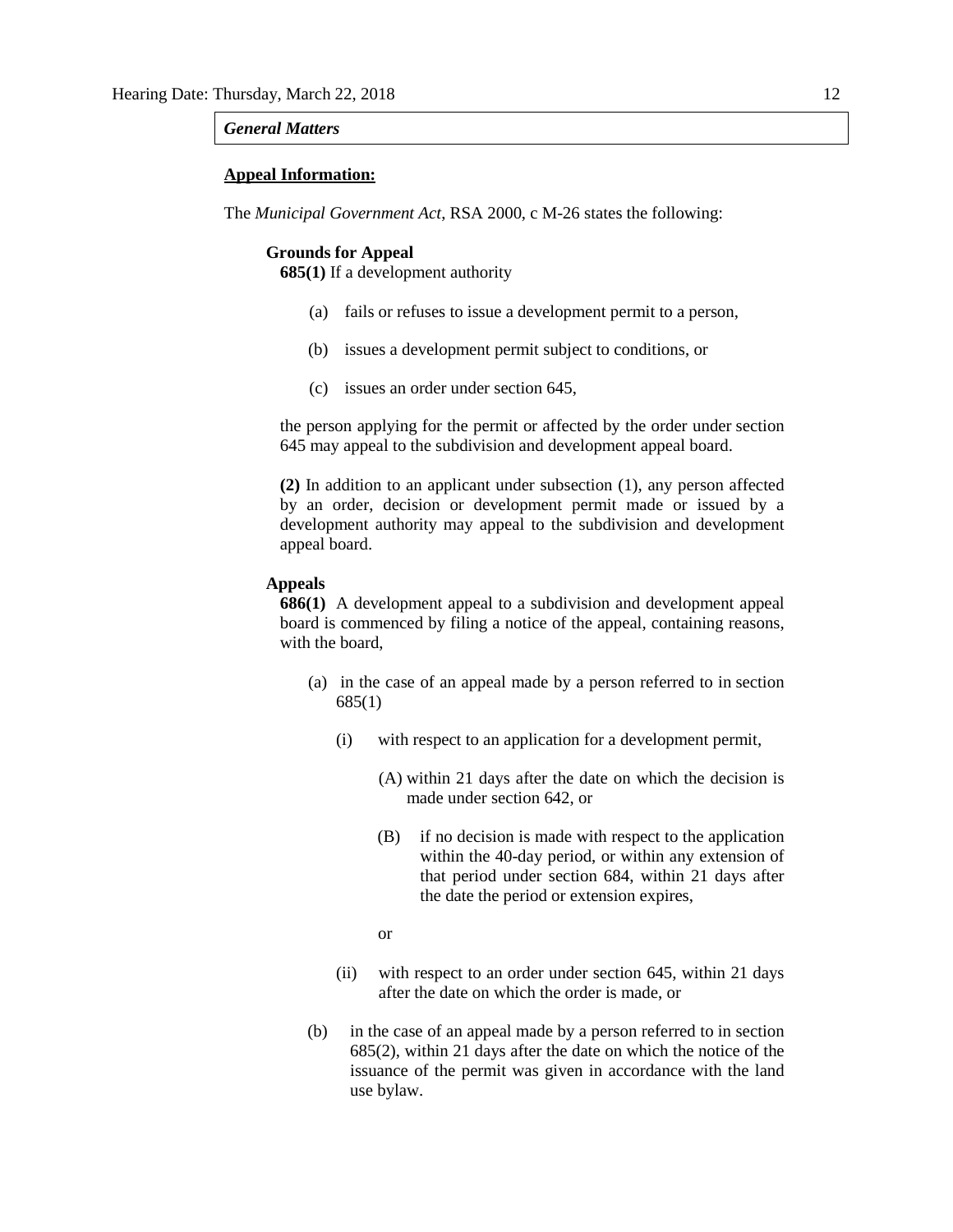*General Matters*

**Appeal Information:**

The *Municipal Government Act*, RSA 2000, c M-26 states the following:

**Grounds for Appeal**

**685(1)** If a development authority

(a) fails or refuses to issue a development permit to a person,

(b) issues a development permit subject to conditions, or

(c) issues an order under section 645,

the person applying for the permit or affected by the order under section 645 may appeal to the subdivision and development appeal board.

**(2)** In addition to an applicant under subsection (1), any person affected by an order, decision or development permit made or issued by a development authority may appeal to the subdivision and development appeal board.

**Appeals**

**686(1)** A development appeal to a subdivision and development appeal board is commenced by filing a notice of the appeal, containing reasons, with the board,

(a) in the case of an appeal made by a person referred to in section 685(1)

(i) with respect to an application for a development permit,

(A) within 21 days after the date on which the decision is made under section 642, or

(B) if no decision is made with respect to the application within the 40-day period, or within any extension of that period under section 684, within 21 days after the date the period or extension expires,

or

(ii) with respect to an order under section 645, within 21 days after the date on which the order is made, or

(b) in the case of an appeal made by a person referred to in section 685(2), within 21 days after the date on which the notice of the issuance of the permit was given in accordance with the land use bylaw.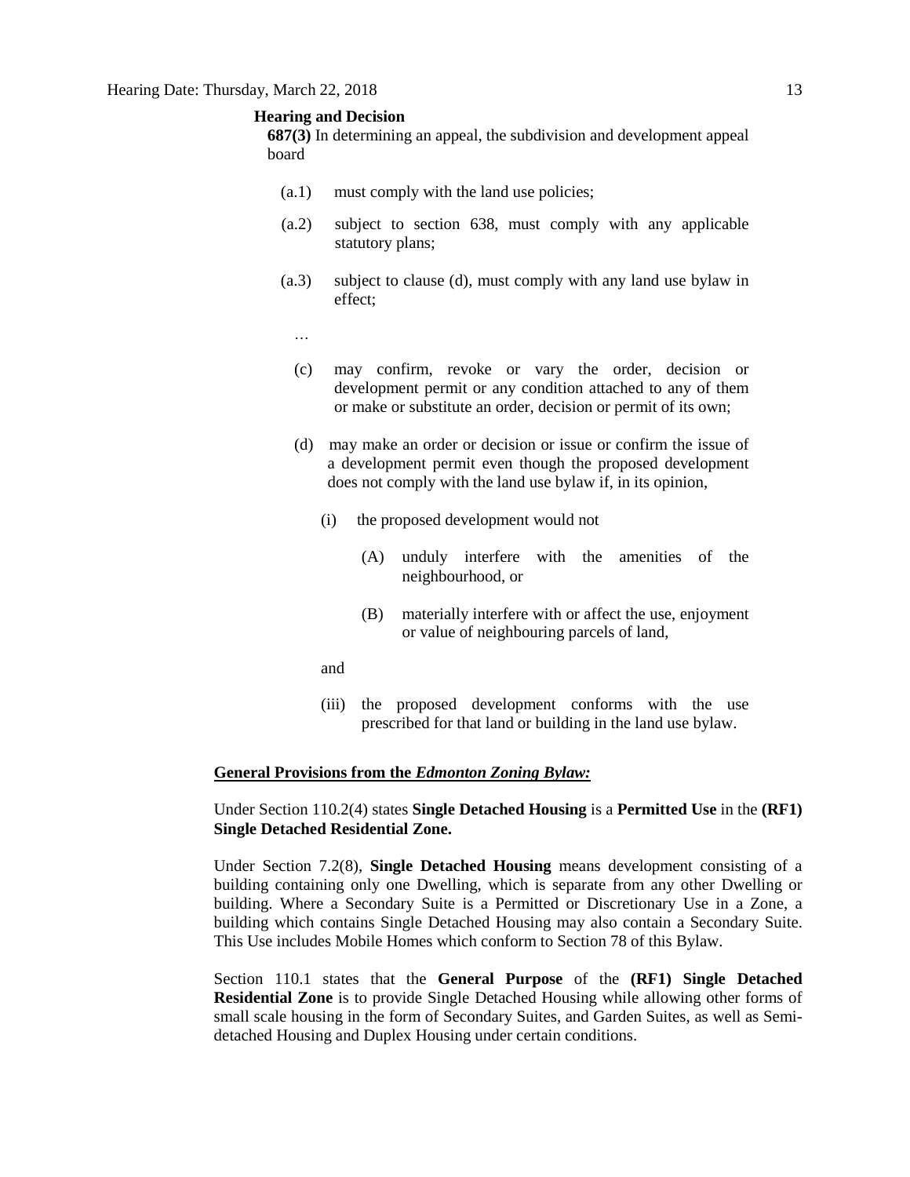**Hearing and Decision**

**687(3)** In determining an appeal, the subdivision and development appeal board

- (a.1) must comply with the land use policies;
- (a.2) subject to section 638, must comply with any applicable statutory plans;
- (a.3) subject to clause (d), must comply with any land use bylaw in effect;

…

- (c) may confirm, revoke or vary the order, decision or development permit or any condition attached to any of them or make or substitute an order, decision or permit of its own;
- (d) may make an order or decision or issue or confirm the issue of a development permit even though the proposed development does not comply with the land use bylaw if, in its opinion,
  - (i) the proposed development would not
    - (A) unduly interfere with the amenities of the neighbourhood, or
    - (B) materially interfere with or affect the use, enjoyment or value of neighbouring parcels of land,

    and
  - (iii) the proposed development conforms with the use prescribed for that land or building in the land use bylaw.

**General Provisions from the *Edmonton Zoning Bylaw:***

Under Section 110.2(4) states **Single Detached Housing** is a **Permitted Use** in the **(RF1) Single Detached Residential Zone.**

Under Section 7.2(8), **Single Detached Housing** means development consisting of a building containing only one Dwelling, which is separate from any other Dwelling or building. Where a Secondary Suite is a Permitted or Discretionary Use in a Zone, a building which contains Single Detached Housing may also contain a Secondary Suite. This Use includes Mobile Homes which conform to Section 78 of this Bylaw.

Section 110.1 states that the **General Purpose** of the **(RF1) Single Detached Residential Zone** is to provide Single Detached Housing while allowing other forms of small scale housing in the form of Secondary Suites, and Garden Suites, as well as Semi-detached Housing and Duplex Housing under certain conditions.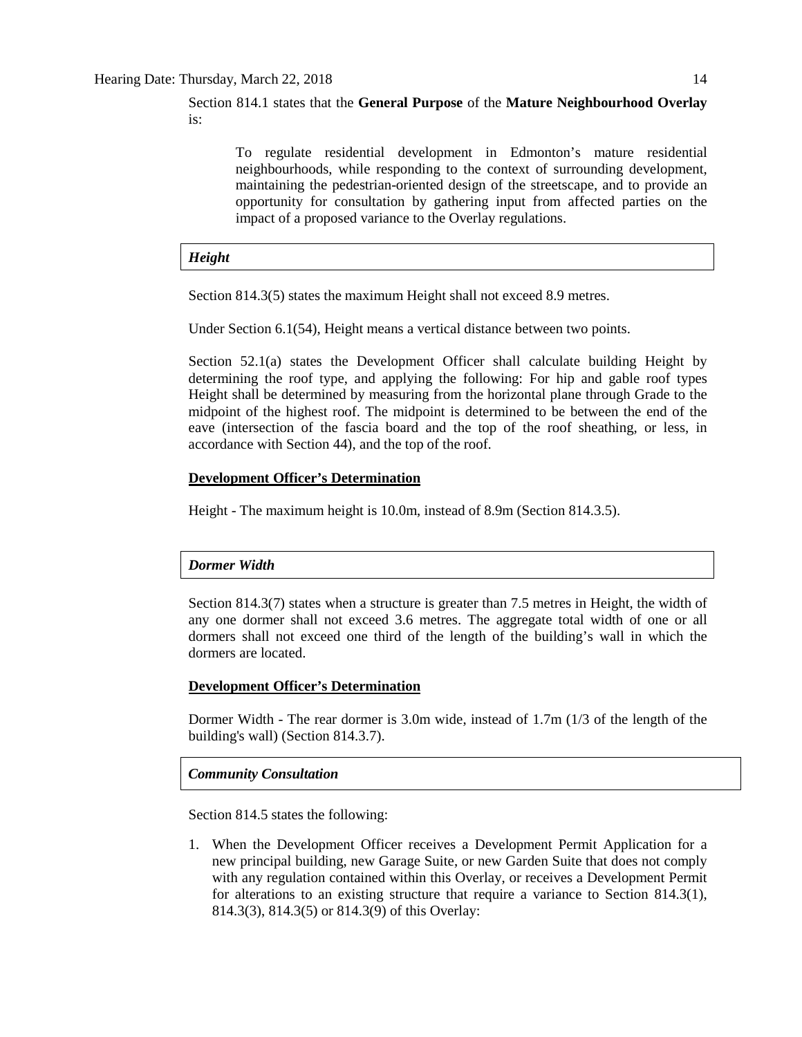Section 814.1 states that the **General Purpose** of the **Mature Neighbourhood Overlay** is:

> To regulate residential development in Edmonton's mature residential neighbourhoods, while responding to the context of surrounding development, maintaining the pedestrian-oriented design of the streetscape, and to provide an opportunity for consultation by gathering input from affected parties on the impact of a proposed variance to the Overlay regulations.

***Height***

Section 814.3(5) states the maximum Height shall not exceed 8.9 metres.

Under Section 6.1(54), Height means a vertical distance between two points.

Section 52.1(a) states the Development Officer shall calculate building Height by determining the roof type, and applying the following: For hip and gable roof types Height shall be determined by measuring from the horizontal plane through Grade to the midpoint of the highest roof. The midpoint is determined to be between the end of the eave (intersection of the fascia board and the top of the roof sheathing, or less, in accordance with Section 44), and the top of the roof.

**Development Officer's Determination**

Height - The maximum height is 10.0m, instead of 8.9m (Section 814.3.5).

***Dormer Width***

Section 814.3(7) states when a structure is greater than 7.5 metres in Height, the width of any one dormer shall not exceed 3.6 metres. The aggregate total width of one or all dormers shall not exceed one third of the length of the building's wall in which the dormers are located.

**Development Officer's Determination**

Dormer Width - The rear dormer is 3.0m wide, instead of 1.7m (1/3 of the length of the building's wall) (Section 814.3.7).

***Community Consultation***

Section 814.5 states the following:

1. When the Development Officer receives a Development Permit Application for a new principal building, new Garage Suite, or new Garden Suite that does not comply with any regulation contained within this Overlay, or receives a Development Permit for alterations to an existing structure that require a variance to Section 814.3(1), 814.3(3), 814.3(5) or 814.3(9) of this Overlay: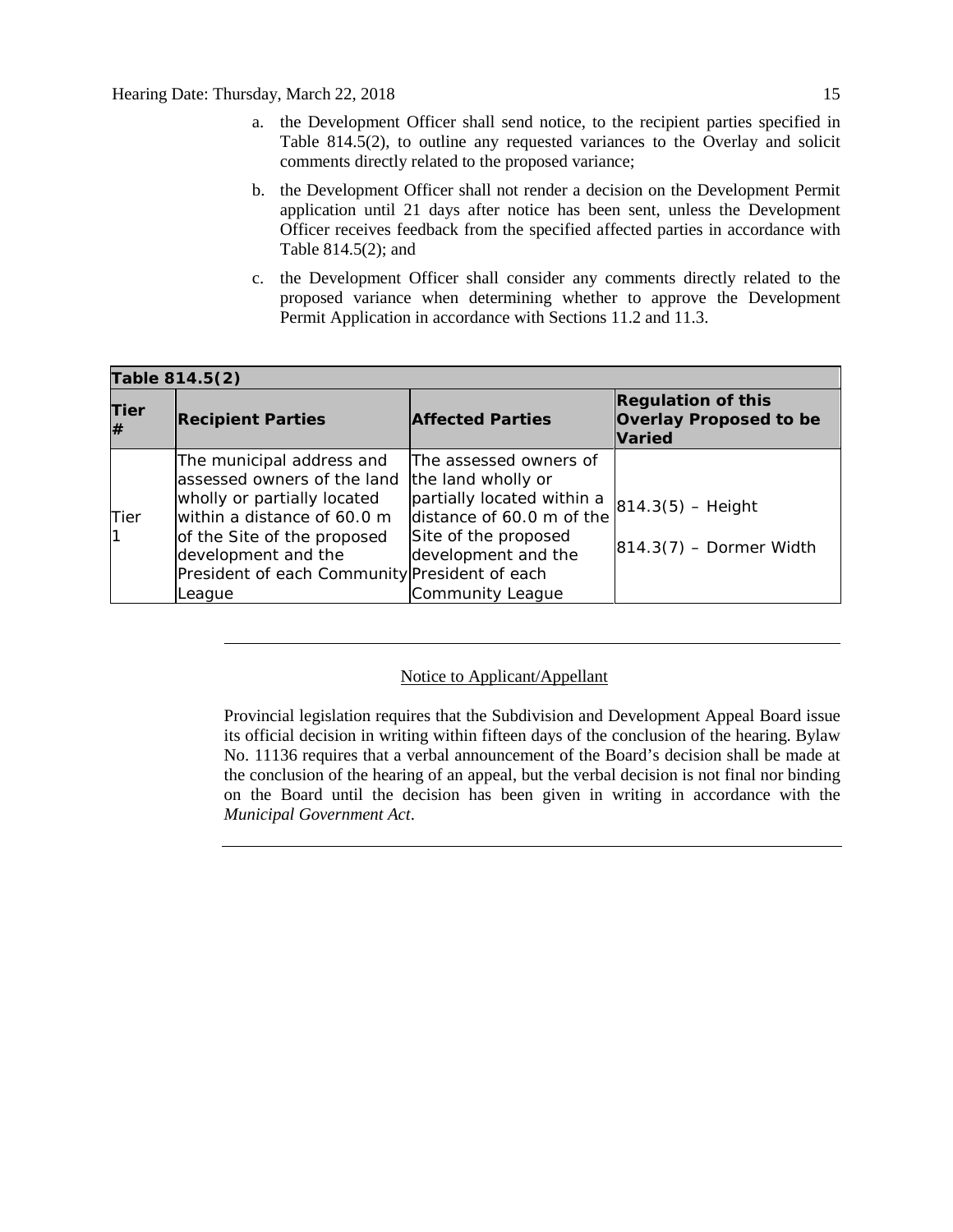a. the Development Officer shall send notice, to the recipient parties specified in Table 814.5(2), to outline any requested variances to the Overlay and solicit comments directly related to the proposed variance;

b. the Development Officer shall not render a decision on the Development Permit application until 21 days after notice has been sent, unless the Development Officer receives feedback from the specified affected parties in accordance with Table 814.5(2); and

c. the Development Officer shall consider any comments directly related to the proposed variance when determining whether to approve the Development Permit Application in accordance with Sections 11.2 and 11.3.

| **Table 814.5(2)** | | | |
|---|---|---|---|
| **Tier #** | **Recipient Parties** | **Affected Parties** | **Regulation of this Overlay Proposed to be Varied** |
| Tier 1 | The municipal address and assessed owners of the land wholly or partially located within a distance of 60.0 m of the Site of the proposed development and the President of each Community League | The assessed owners of the land wholly or partially located within a distance of 60.0 m of the Site of the proposed development and the President of each Community League | 814.3(5) – Height<br>814.3(7) – Dormer Width |

---

Notice to Applicant/Appellant

Provincial legislation requires that the Subdivision and Development Appeal Board issue its official decision in writing within fifteen days of the conclusion of the hearing. Bylaw No. 11136 requires that a verbal announcement of the Board's decision shall be made at the conclusion of the hearing of an appeal, but the verbal decision is not final nor binding on the Board until the decision has been given in writing in accordance with the *Municipal Government Act*.

---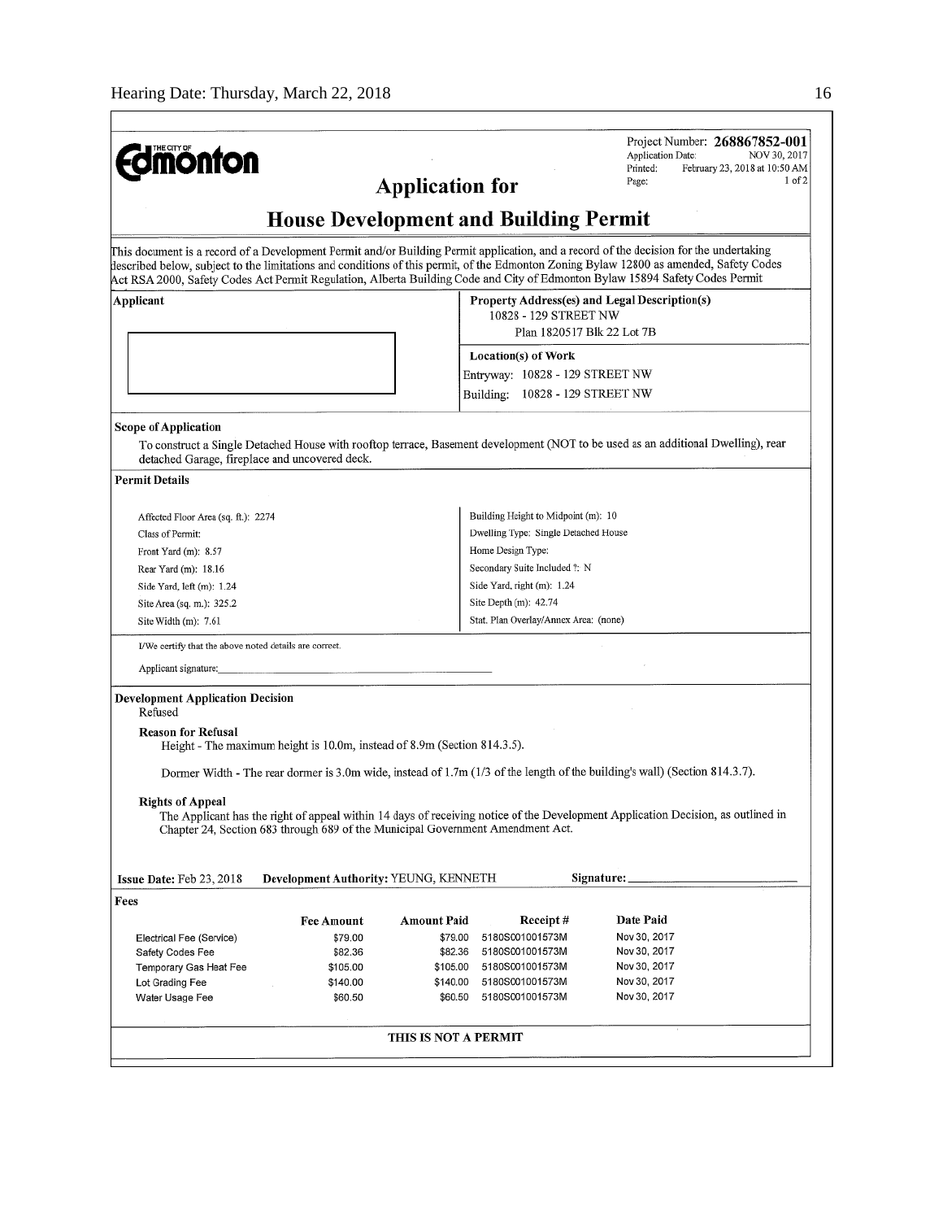Project Number: **268867852-001**
Application Date: NOV 30, 2017
Printed: February 23, 2018 at 10:50 AM
Page: 1 of 2

# Application for

# House Development and Building Permit

This document is a record of a Development Permit and/or Building Permit application, and a record of the decision for the undertaking described below, subject to the limitations and conditions of this permit, of the Edmonton Zoning Bylaw 12800 as amended, Safety Codes Act RSA 2000, Safety Codes Act Permit Regulation, Alberta Building Code and City of Edmonton Bylaw 15894 Safety Codes Permit

**Applicant**

**Property Address(es) and Legal Description(s)**
10828 - 129 STREET NW
Plan 1820517 Blk 22 Lot 7B

**Location(s) of Work**
Entryway: 10828 - 129 STREET NW
Building: 10828 - 129 STREET NW

**Scope of Application**

To construct a Single Detached House with rooftop terrace, Basement development (NOT to be used as an additional Dwelling), rear detached Garage, fireplace and uncovered deck.

**Permit Details**

| | |
|---|---|
| Affected Floor Area (sq. ft.): 2274 | Building Height to Midpoint (m): 10 |
| Class of Permit: | Dwelling Type: Single Detached House |
| Front Yard (m): 8.57 | Home Design Type: |
| Rear Yard (m): 18.16 | Secondary Suite Included ?: N |
| Side Yard, left (m): 1.24 | Side Yard, right (m): 1.24 |
| Site Area (sq. m.): 325.2 | Site Depth (m): 42.74 |
| Site Width (m): 7.61 | Stat. Plan Overlay/Annex Area: (none) |

I/We certify that the above noted details are correct.

Applicant signature:

**Development Application Decision**
Refused

**Reason for Refusal**
Height - The maximum height is 10.0m, instead of 8.9m (Section 814.3.5).

Dormer Width - The rear dormer is 3.0m wide, instead of 1.7m (1/3 of the length of the building's wall) (Section 814.3.7).

**Rights of Appeal**
The Applicant has the right of appeal within 14 days of receiving notice of the Development Application Decision, as outlined in Chapter 24, Section 683 through 689 of the Municipal Government Amendment Act.

**Issue Date:** Feb 23, 2018 **Development Authority:** YEUNG, KENNETH **Signature:**

**Fees**

| | Fee Amount | Amount Paid | Receipt # | Date Paid |
|---|---|---|---|---|
| Electrical Fee (Service) | $79.00 | $79.00 | 5180S001001573M | Nov 30, 2017 |
| Safety Codes Fee | $82.36 | $82.36 | 5180S001001573M | Nov 30, 2017 |
| Temporary Gas Heat Fee | $105.00 | $105.00 | 5180S001001573M | Nov 30, 2017 |
| Lot Grading Fee | $140.00 | $140.00 | 5180S001001573M | Nov 30, 2017 |
| Water Usage Fee | $60.50 | $60.50 | 5180S001001573M | Nov 30, 2017 |

**THIS IS NOT A PERMIT**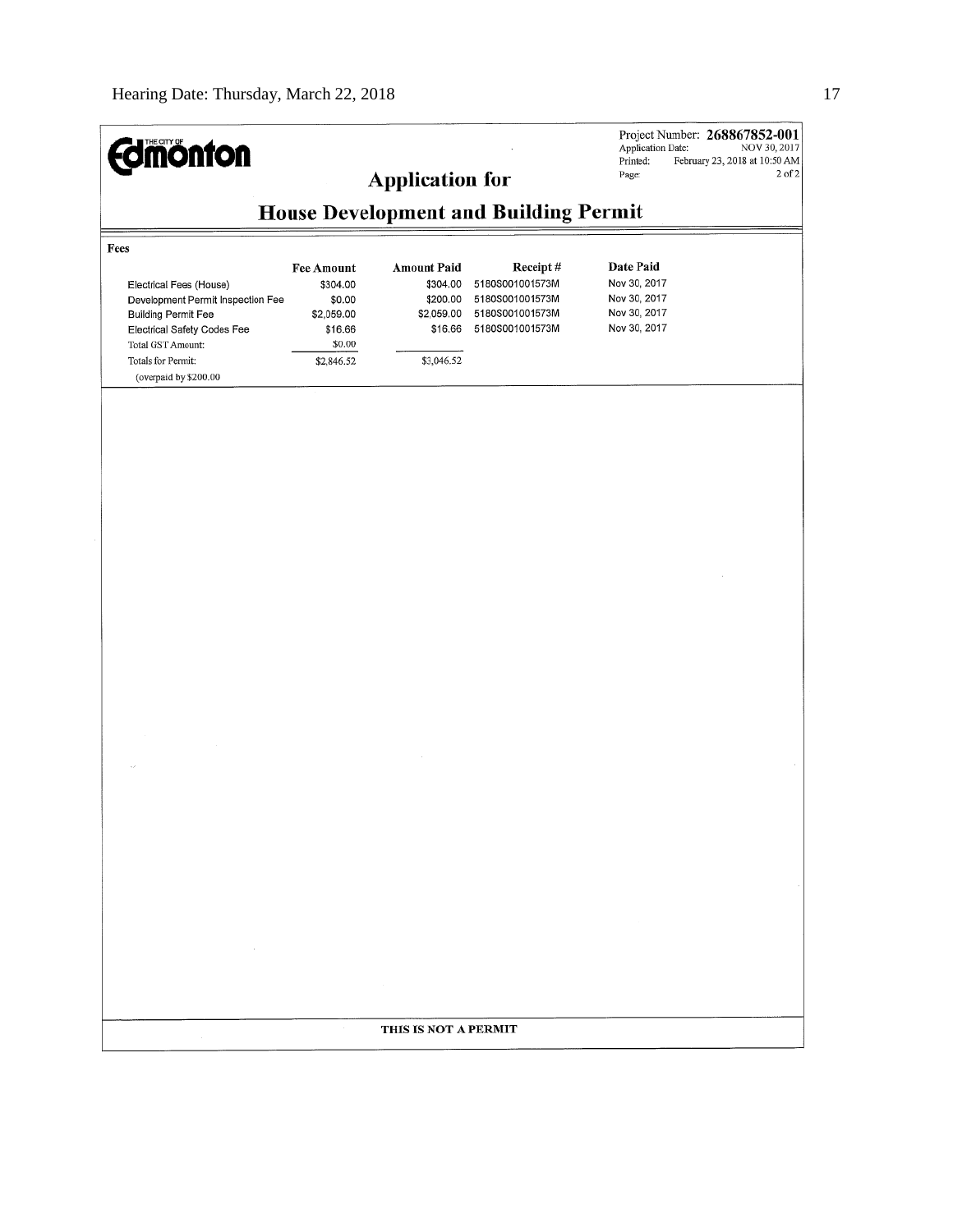**Edmonton** (THE CITY OF)

Project Number: **268867852-001**
Application Date: NOV 30, 2017
Printed: February 23, 2018 at 10:50 AM
Page: 2 of 2

# Application for

# House Development and Building Permit

## Fees

| | Fee Amount | Amount Paid | Receipt # | Date Paid |
|---|---|---|---|---|
| Electrical Fees (House) | $304.00 | $304.00 | 5180S001001573M | Nov 30, 2017 |
| Development Permit Inspection Fee | $0.00 | $200.00 | 5180S001001573M | Nov 30, 2017 |
| Building Permit Fee | $2,059.00 | $2,059.00 | 5180S001001573M | Nov 30, 2017 |
| Electrical Safety Codes Fee | $16.66 | $16.66 | 5180S001001573M | Nov 30, 2017 |
| Total GST Amount: | $0.00 | | | |
| Totals for Permit: | $2,846.52 | $3,046.52 | | |
| (overpaid by $200.00 | | | | |

**THIS IS NOT A PERMIT**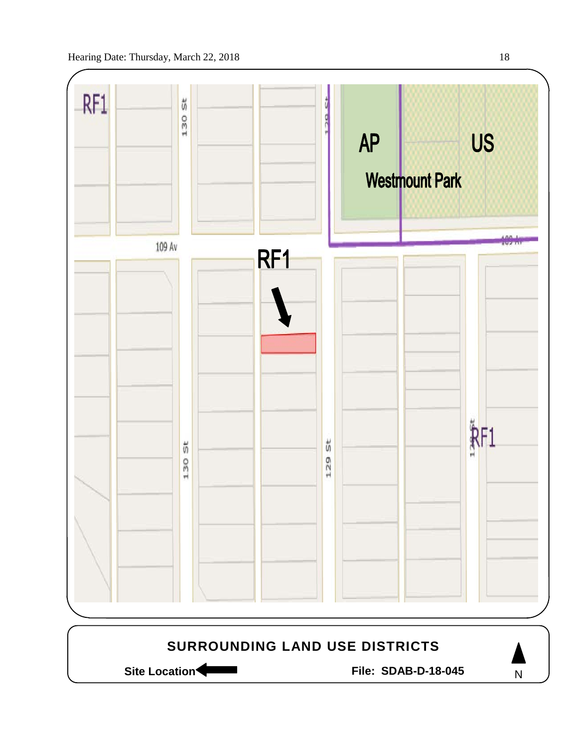RF1

130 St

AP

US

Westmount Park

109 Av

RF1

RF1

130 St

129 St

**SURROUNDING LAND USE DISTRICTS**

**Site Location**

**File: SDAB-D-18-045**

N